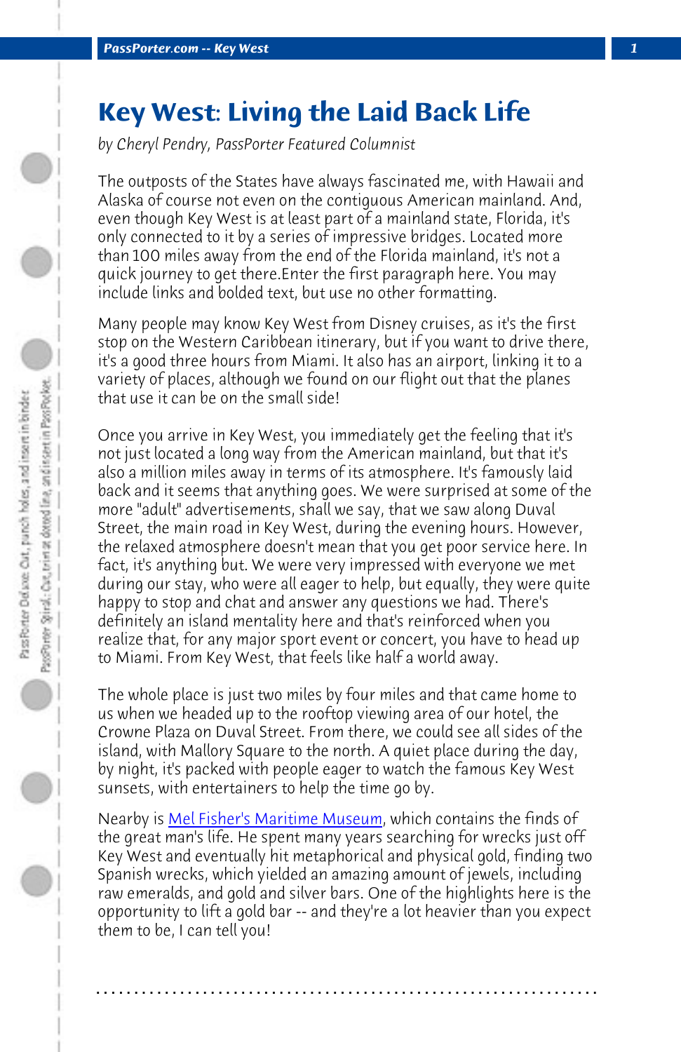# Key West: Living the Laid Back Life

*by Cheryl Pendry, PassPorter Featured Columnist*

The outposts of the States have always fascinated me, with Hawaii and Alaska of course not even on the contiguous American mainland. And, even though Key West is at least part of a mainland state, Florida, it's only connected to it by a series of impressive bridges. Located more than 100 miles away from the end of the Florida mainland, it's not a quick journey to get there.Enter the first paragraph here. You may include links and bolded text, but use no other formatting.

Many people may know Key West from Disney cruises, as it's the first stop on the Western Caribbean itinerary, but if you want to drive there, it's a good three hours from Miami. It also has an airport, linking it to a variety of places, although we found on our flight out that the planes that use it can be on the small side!

Once you arrive in Key West, you immediately get the feeling that it's not just located a long way from the American mainland, but that it's also a million miles away in terms of its atmosphere. It's famously laid back and it seems that anything goes. We were surprised at some of the more "adult" advertisements, shall we say, that we saw along Duval Street, the main road in Key West, during the evening hours. However, the relaxed atmosphere doesn't mean that you get poor service here. In fact, it's anything but. We were very impressed with everyone we met during our stay, who were all eager to help, but equally, they were quite happy to stop and chat and answer any questions we had. There's definitely an island mentality here and that's reinforced when you realize that, for any major sport event or concert, you have to head up to Miami. From Key West, that feels like half a world away.

The whole place is just two miles by four miles and that came home to us when we headed up to the rooftop viewing area of our hotel, the Crowne Plaza on Duval Street. From there, we could see all sides of the island, with Mallory Square to the north. A quiet place during the day, by night, it's packed with people eager to watch the famous Key West sunsets, with entertainers to help the time go by.

Nearby is Mel Fisher's Maritime Museum, which contains the finds of the great man's life. He spent many years searching for wrecks just off Key West and eventually hit metaphorical and physical gold, finding two Spanish wrecks, which yielded an amazing amount of jewels, including raw emeralds, and gold and silver bars. One of the highlights here is the opportunity to lift a gold bar -- and they're a lot heavier than you expect them to be, I can tell you!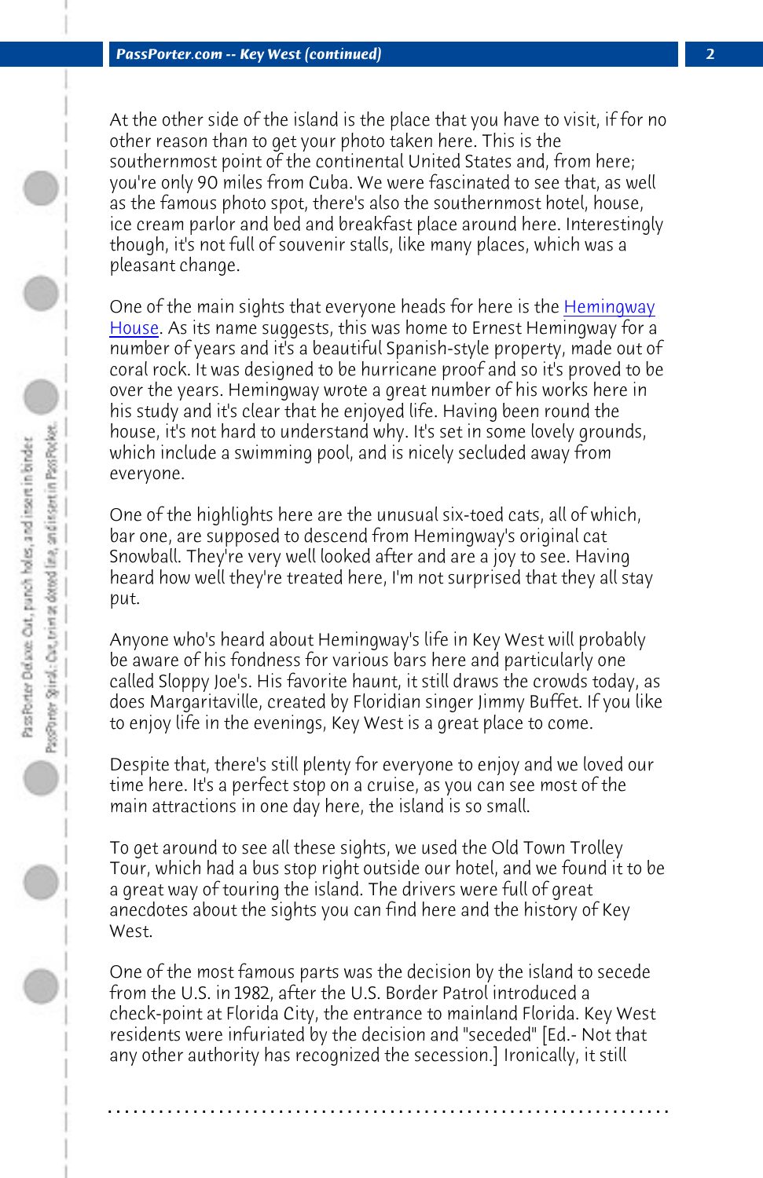At the other side of the island is the place that you have to visit, if for no other reason than to get your photo taken here. This is the southernmost point of the continental United States and, from here; you're only 90 miles from Cuba. We were fascinated to see that, as well as the famous photo spot, there's also the southernmost hotel, house, ice cream parlor and bed and breakfast place around here. Interestingly though, it's not full of souvenir stalls, like many places, which was a pleasant change.

One of the main sights that everyone heads for here is the Hemingway House. As its name suggests, this was home to Ernest Hemingway for a number of years and it's a beautiful Spanish-style property, made out of coral rock. It was designed to be hurricane proof and so it's proved to be over the years. Hemingway wrote a great number of his works here in his study and it's clear that he enjoyed life. Having been round the house, it's not hard to understand why. It's set in some lovely grounds, which include a swimming pool, and is nicely secluded away from everyone.

One of the highlights here are the unusual six-toed cats, all of which, bar one, are supposed to descend from Hemingway's original cat Snowball. They're very well looked after and are a joy to see. Having heard how well they're treated here, I'm not surprised that they all stay put.

Anyone who's heard about Hemingway's life in Key West will probably be aware of his fondness for various bars here and particularly one called Sloppy Joe's. His favorite haunt, it still draws the crowds today, as does Margaritaville, created by Floridian singer Jimmy Buffet. If you like to enjoy life in the evenings, Key West is a great place to come.

Despite that, there's still plenty for everyone to enjoy and we loved our time here. It's a perfect stop on a cruise, as you can see most of the main attractions in one day here, the island is so small.

To get around to see all these sights, we used the Old Town Trolley Tour, which had a bus stop right outside our hotel, and we found it to be a great way of touring the island. The drivers were full of great anecdotes about the sights you can find here and the history of Key West.

One of the most famous parts was the decision by the island to secede from the U.S. in 1982, after the U.S. Border Patrol introduced a check-point at Florida City, the entrance to mainland Florida. Key West residents were infuriated by the decision and "seceded" [Ed.- Not that any other authority has recognized the secession.] Ironically, it still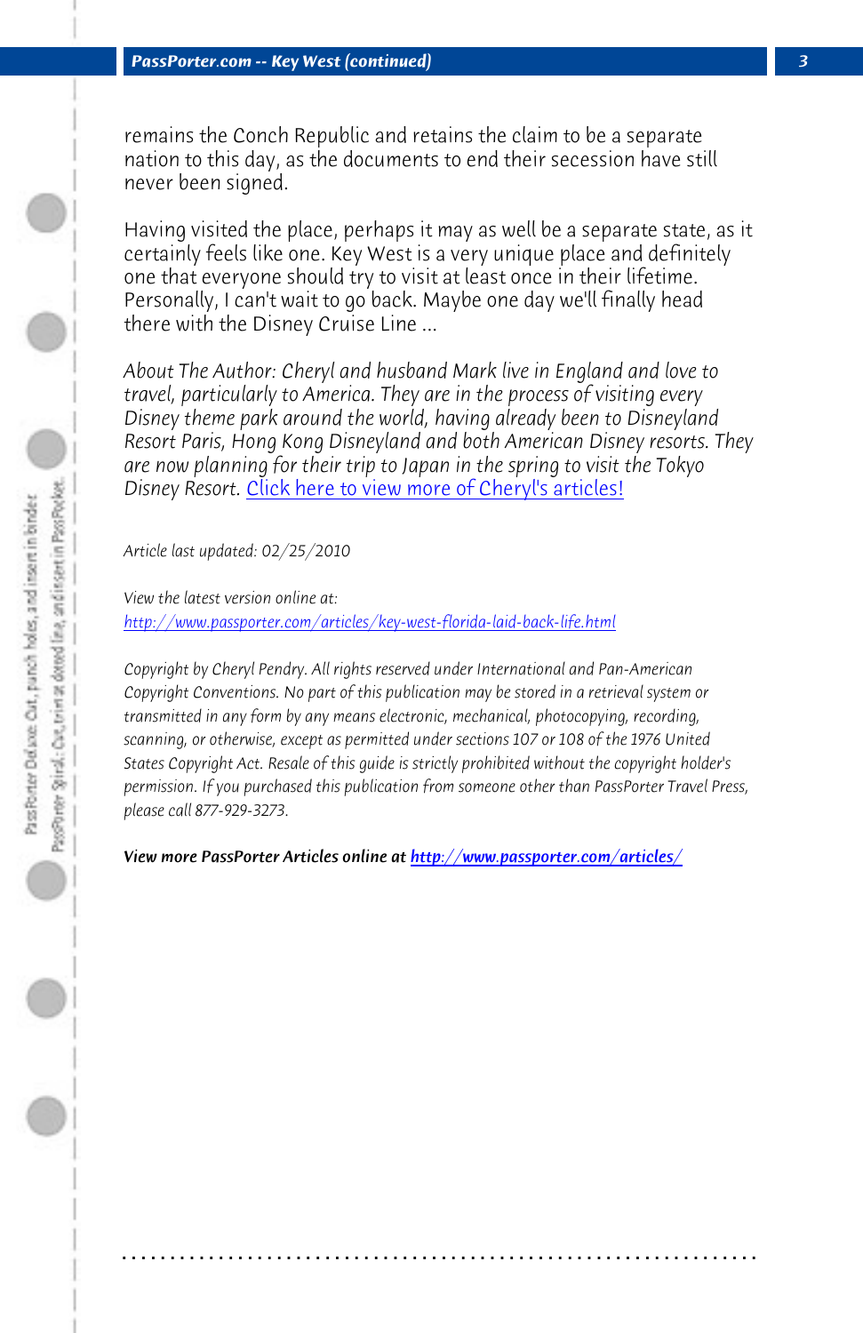remains the Conch Republic and retains the claim to be a separate nation to this day, as the documents to end their secession have still never been signed.

Having visited the place, perhaps it may as well be a separate state, as it certainly feels like one. Key West is a very unique place and definitely one that everyone should try to visit at least once in their lifetime. Personally, I can't wait to go back. Maybe one day we'll finally head there with the Disney Cruise Line ...

*About The Author: Cheryl and husband Mark live in England and love to travel, particularly to America. They are in the process of visiting every Disney theme park around the world, having already been to Disneyland Resort Paris, Hong Kong Disneyland and both American Disney resorts. They are now planning for their trip to Japan in the spring to visit the Tokyo Disney Resort.* Click here to view more of Cheryl's articles!

*Article last updated: 02/25/2010*

*View the latest version online at:*
*http://www.passporter.com/articles/key-west-florida-laid-back-life.html*

*Copyright by Cheryl Pendry. All rights reserved under International and Pan-American Copyright Conventions. No part of this publication may be stored in a retrieval system or transmitted in any form by any means electronic, mechanical, photocopying, recording, scanning, or otherwise, except as permitted under sections 107 or 108 of the 1976 United States Copyright Act. Resale of this guide is strictly prohibited without the copyright holder's permission. If you purchased this publication from someone other than PassPorter Travel Press, please call 877-929-3273.*

***View more PassPorter Articles online at http://www.passporter.com/articles/***